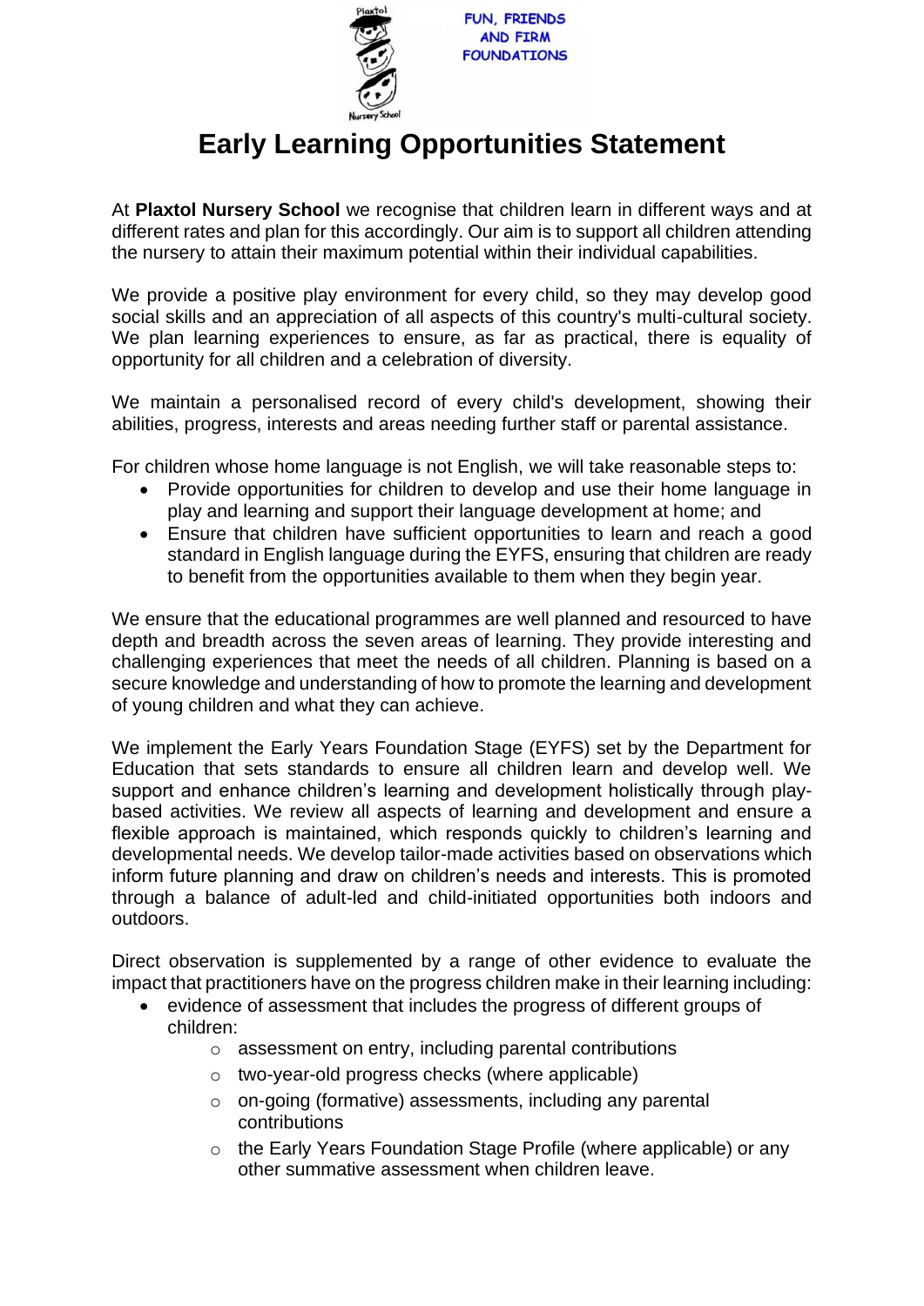FUN, FRIENDS AND FIRM FOUNDATIONS

# Early Learning Opportunities Statement

At **Plaxtol Nursery School** we recognise that children learn in different ways and at different rates and plan for this accordingly. Our aim is to support all children attending the nursery to attain their maximum potential within their individual capabilities.

We provide a positive play environment for every child, so they may develop good social skills and an appreciation of all aspects of this country's multi-cultural society. We plan learning experiences to ensure, as far as practical, there is equality of opportunity for all children and a celebration of diversity.

We maintain a personalised record of every child's development, showing their abilities, progress, interests and areas needing further staff or parental assistance.

For children whose home language is not English, we will take reasonable steps to:

- Provide opportunities for children to develop and use their home language in play and learning and support their language development at home; and
- Ensure that children have sufficient opportunities to learn and reach a good standard in English language during the EYFS, ensuring that children are ready to benefit from the opportunities available to them when they begin year.

We ensure that the educational programmes are well planned and resourced to have depth and breadth across the seven areas of learning. They provide interesting and challenging experiences that meet the needs of all children. Planning is based on a secure knowledge and understanding of how to promote the learning and development of young children and what they can achieve.

We implement the Early Years Foundation Stage (EYFS) set by the Department for Education that sets standards to ensure all children learn and develop well. We support and enhance children's learning and development holistically through play-based activities. We review all aspects of learning and development and ensure a flexible approach is maintained, which responds quickly to children's learning and developmental needs. We develop tailor-made activities based on observations which inform future planning and draw on children's needs and interests. This is promoted through a balance of adult-led and child-initiated opportunities both indoors and outdoors.

Direct observation is supplemented by a range of other evidence to evaluate the impact that practitioners have on the progress children make in their learning including:

- evidence of assessment that includes the progress of different groups of children:
  - assessment on entry, including parental contributions
  - two-year-old progress checks (where applicable)
  - on-going (formative) assessments, including any parental contributions
  - the Early Years Foundation Stage Profile (where applicable) or any other summative assessment when children leave.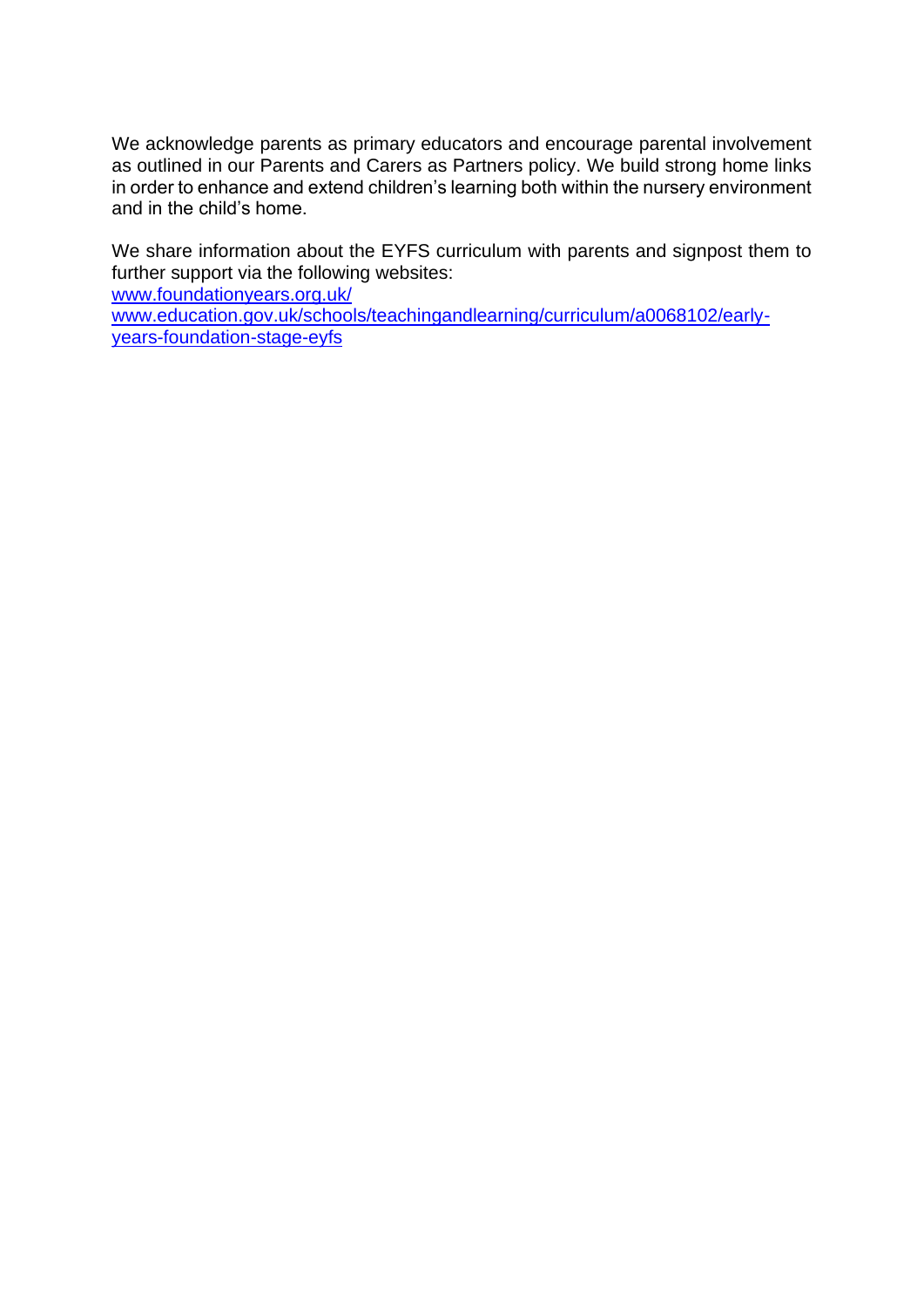We acknowledge parents as primary educators and encourage parental involvement as outlined in our Parents and Carers as Partners policy. We build strong home links in order to enhance and extend children's learning both within the nursery environment and in the child's home.

We share information about the EYFS curriculum with parents and signpost them to further support via the following websites:
www.foundationyears.org.uk/
www.education.gov.uk/schools/teachingandlearning/curriculum/a0068102/early-years-foundation-stage-eyfs